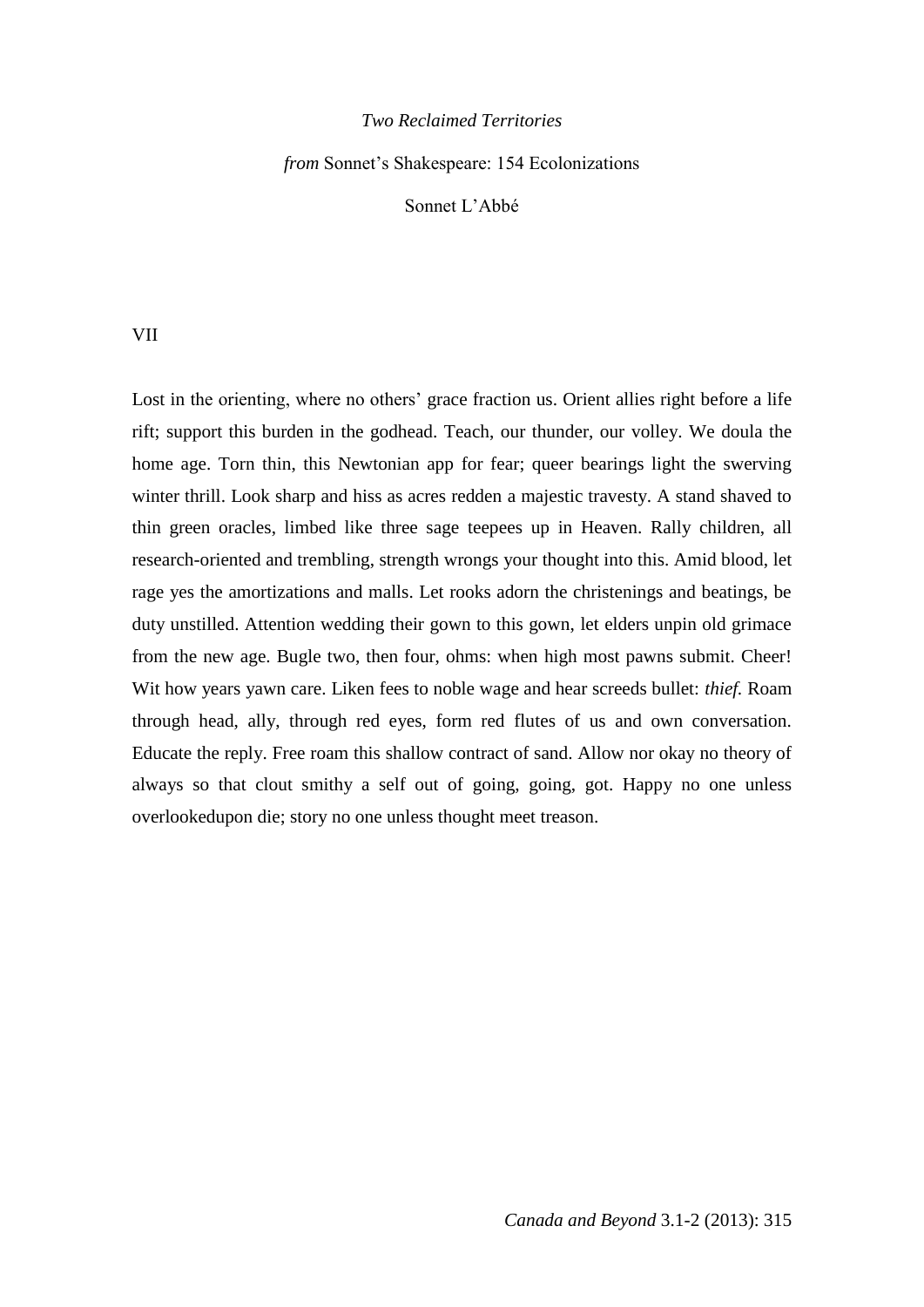*Two Reclaimed Territories*

*from* Sonnet's Shakespeare: 154 Ecolonizations

Sonnet L'Abbé

VII

Lost in the orienting, where no others' grace fraction us. Orient allies right before a life rift; support this burden in the godhead. Teach, our thunder, our volley. We doula the home age. Torn thin, this Newtonian app for fear; queer bearings light the swerving winter thrill. Look sharp and hiss as acres redden a majestic travesty. A stand shaved to thin green oracles, limbed like three sage teepees up in Heaven. Rally children, all research-oriented and trembling, strength wrongs your thought into this. Amid blood, let rage yes the amortizations and malls. Let rooks adorn the christenings and beatings, be duty unstilled. Attention wedding their gown to this gown, let elders unpin old grimace from the new age. Bugle two, then four, ohms: when high most pawns submit. Cheer! Wit how years yawn care. Liken fees to noble wage and hear screeds bullet: *thief.* Roam through head, ally, through red eyes, form red flutes of us and own conversation. Educate the reply. Free roam this shallow contract of sand. Allow nor okay no theory of always so that clout smithy a self out of going, going, got. Happy no one unless overlookedupon die; story no one unless thought meet treason.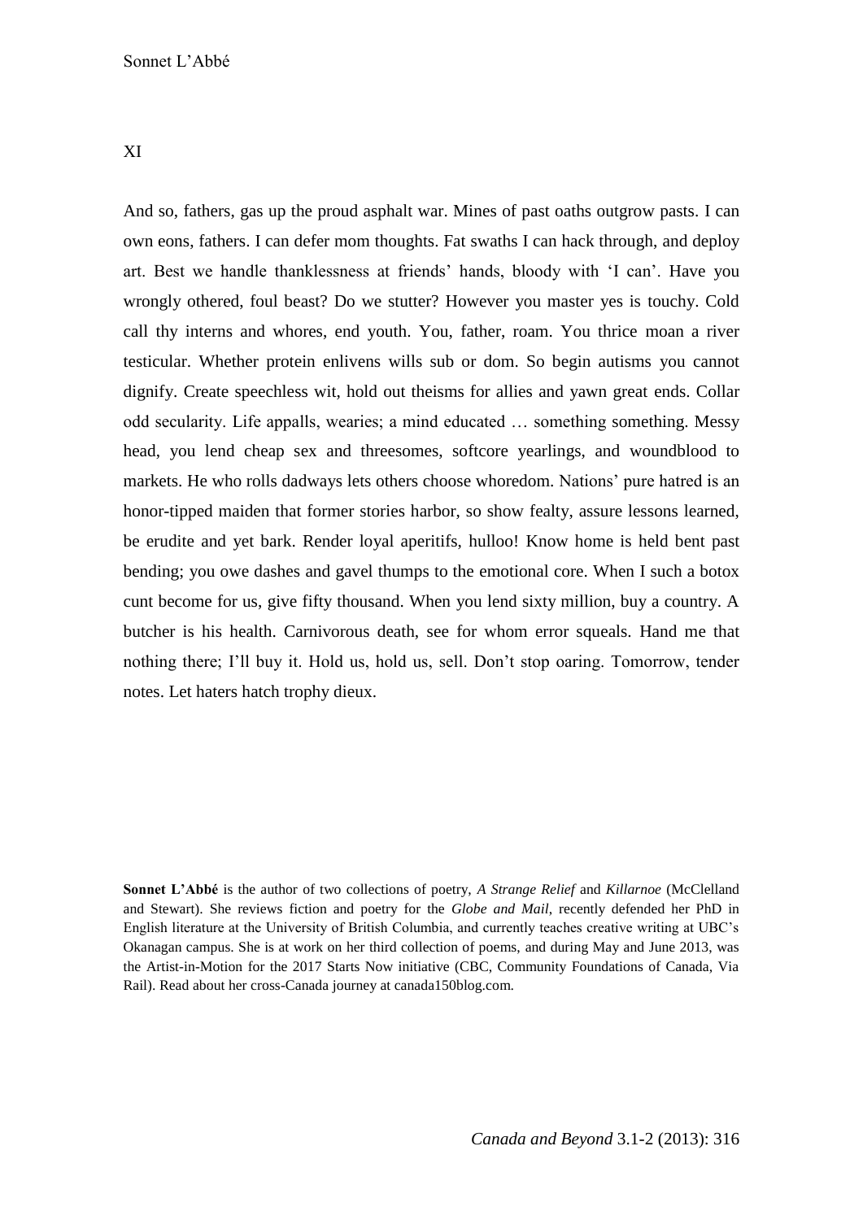Sonnet L'Abbé

XI

And so, fathers, gas up the proud asphalt war. Mines of past oaths outgrow pasts. I can own eons, fathers. I can defer mom thoughts. Fat swaths I can hack through, and deploy art. Best we handle thanklessness at friends' hands, bloody with 'I can'. Have you wrongly othered, foul beast? Do we stutter? However you master yes is touchy. Cold call thy interns and whores, end youth. You, father, roam. You thrice moan a river testicular. Whether protein enlivens wills sub or dom. So begin autisms you cannot dignify. Create speechless wit, hold out theisms for allies and yawn great ends. Collar odd secularity. Life appalls, wearies; a mind educated … something something. Messy head, you lend cheap sex and threesomes, softcore yearlings, and woundblood to markets. He who rolls dadways lets others choose whoredom. Nations' pure hatred is an honor-tipped maiden that former stories harbor, so show fealty, assure lessons learned, be erudite and yet bark. Render loyal aperitifs, hulloo! Know home is held bent past bending; you owe dashes and gavel thumps to the emotional core. When I such a botox cunt become for us, give fifty thousand. When you lend sixty million, buy a country. A butcher is his health. Carnivorous death, see for whom error squeals. Hand me that nothing there; I'll buy it. Hold us, hold us, sell. Don't stop oaring. Tomorrow, tender notes. Let haters hatch trophy dieux.

**Sonnet L'Abbé** is the author of two collections of poetry, *A Strange Relief* and *Killarnoe* (McClelland and Stewart). She reviews fiction and poetry for the *Globe and Mail*, recently defended her PhD in English literature at the University of British Columbia, and currently teaches creative writing at UBC's Okanagan campus. She is at work on her third collection of poems, and during May and June 2013, was the Artist-in-Motion for the 2017 Starts Now initiative (CBC, Community Foundations of Canada, Via Rail). Read about her cross-Canada journey at canada150blog.com.